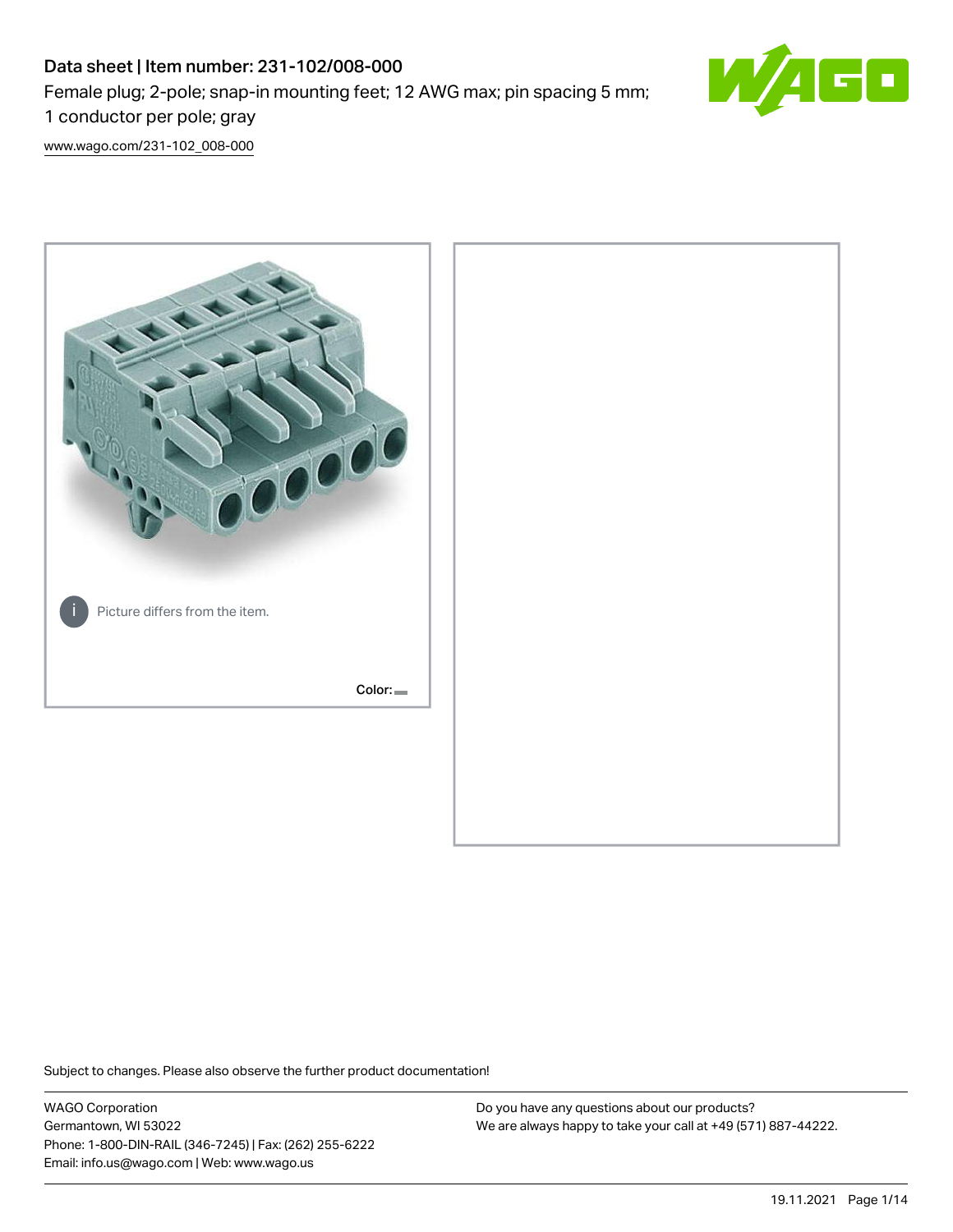# Data sheet | Item number: 231-102/008-000

Female plug; 2-pole; snap-in mounting feet; 12 AWG max; pin spacing 5 mm; 1 conductor per pole; gray

www.wago.com/231-102_008-000

Picture differs from the item.

Color:

Subject to changes. Please also observe the further product documentation!

WAGO Corporation
Germantown, WI 53022
Phone: 1-800-DIN-RAIL (346-7245) | Fax: (262) 255-6222
Email: info.us@wago.com | Web: www.wago.us

Do you have any questions about our products?
We are always happy to take your call at +49 (571) 887-44222.

19.11.2021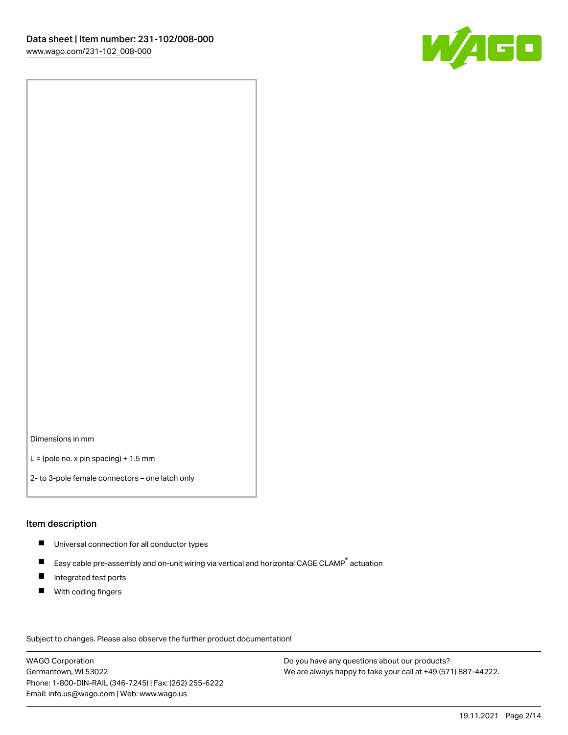Dimensions in mm

L = (pole no. x pin spacing) + 1.5 mm

2- to 3-pole female connectors – one latch only

## Item description

- Universal connection for all conductor types
- Easy cable pre-assembly and on-unit wiring via vertical and horizontal CAGE CLAMP® actuation
- Integrated test ports
- With coding fingers

Subject to changes. Please also observe the further product documentation!

WAGO Corporation
Germantown, WI 53022
Phone: 1-800-DIN-RAIL (346-7245) | Fax: (262) 255-6222
Email: info.us@wago.com | Web: www.wago.us

Do you have any questions about our products?
We are always happy to take your call at +49 (571) 887-44222.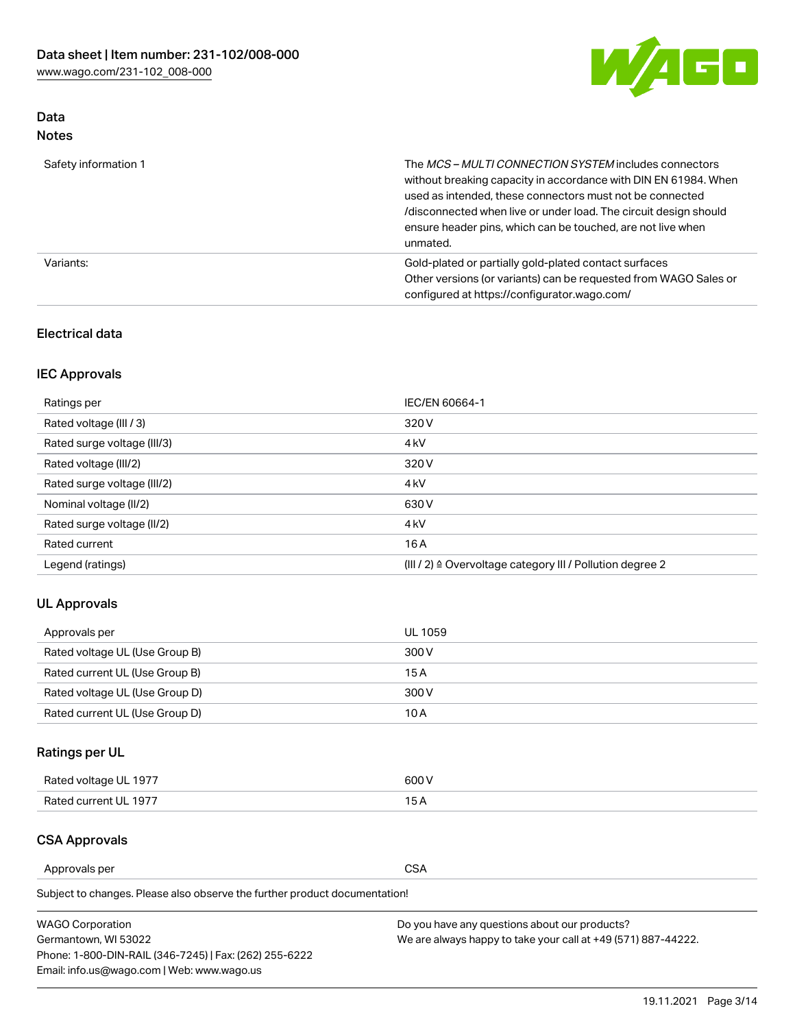## Data

### Notes

| | |
|---|---|
| Safety information 1 | The *MCS – MULTI CONNECTION SYSTEM* includes connectors without breaking capacity in accordance with DIN EN 61984. When used as intended, these connectors must not be connected /disconnected when live or under load. The circuit design should ensure header pins, which can be touched, are not live when unmated. |
| Variants: | Gold-plated or partially gold-plated contact surfaces<br>Other versions (or variants) can be requested from WAGO Sales or configured at https://configurator.wago.com/ |

## Electrical data

### IEC Approvals

| | |
|---|---|
| Ratings per | IEC/EN 60664-1 |
| Rated voltage (III / 3) | 320 V |
| Rated surge voltage (III/3) | 4 kV |
| Rated voltage (III/2) | 320 V |
| Rated surge voltage (III/2) | 4 kV |
| Nominal voltage (II/2) | 630 V |
| Rated surge voltage (II/2) | 4 kV |
| Rated current | 16 A |
| Legend (ratings) | (III / 2) ≙ Overvoltage category III / Pollution degree 2 |

### UL Approvals

| | |
|---|---|
| Approvals per | UL 1059 |
| Rated voltage UL (Use Group B) | 300 V |
| Rated current UL (Use Group B) | 15 A |
| Rated voltage UL (Use Group D) | 300 V |
| Rated current UL (Use Group D) | 10 A |

### Ratings per UL

| | |
|---|---|
| Rated voltage UL 1977 | 600 V |
| Rated current UL 1977 | 15 A |

### CSA Approvals

| | |
|---|---|
| Approvals per | CSA |

Subject to changes. Please also observe the further product documentation!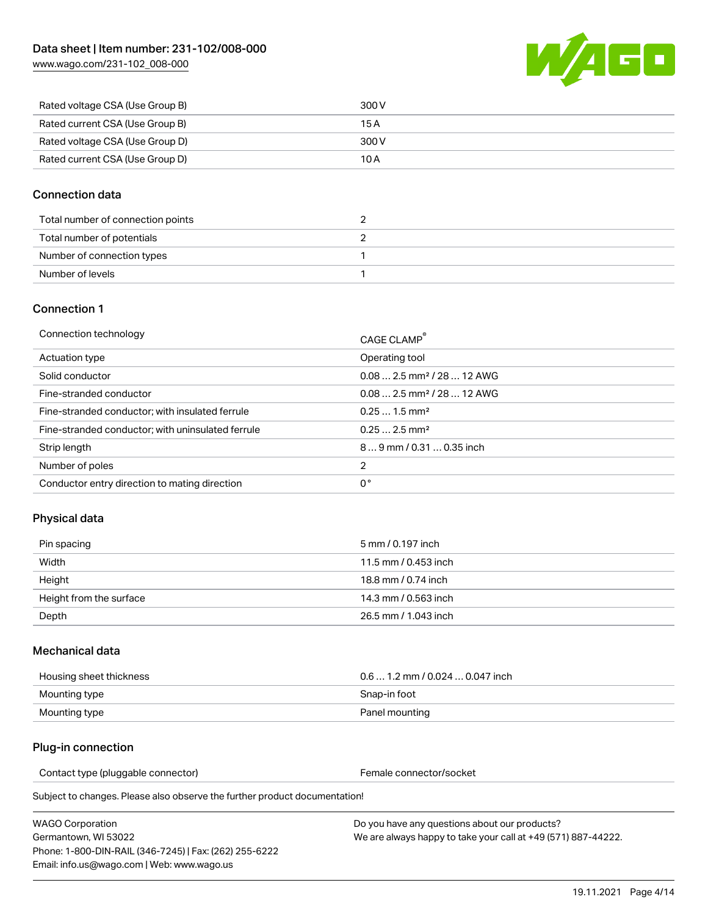| | |
|---|---|
| Rated voltage CSA (Use Group B) | 300 V |
| Rated current CSA (Use Group B) | 15 A |
| Rated voltage CSA (Use Group D) | 300 V |
| Rated current CSA (Use Group D) | 10 A |

## Connection data

| | |
|---|---|
| Total number of connection points | 2 |
| Total number of potentials | 2 |
| Number of connection types | 1 |
| Number of levels | 1 |

## Connection 1

| | |
|---|---|
| Connection technology | CAGE CLAMP® |
| Actuation type | Operating tool |
| Solid conductor | 0.08 … 2.5 mm² / 28 … 12 AWG |
| Fine-stranded conductor | 0.08 … 2.5 mm² / 28 … 12 AWG |
| Fine-stranded conductor; with insulated ferrule | 0.25 … 1.5 mm² |
| Fine-stranded conductor; with uninsulated ferrule | 0.25 … 2.5 mm² |
| Strip length | 8 … 9 mm / 0.31 … 0.35 inch |
| Number of poles | 2 |
| Conductor entry direction to mating direction | 0° |

## Physical data

| | |
|---|---|
| Pin spacing | 5 mm / 0.197 inch |
| Width | 11.5 mm / 0.453 inch |
| Height | 18.8 mm / 0.74 inch |
| Height from the surface | 14.3 mm / 0.563 inch |
| Depth | 26.5 mm / 1.043 inch |

## Mechanical data

| | |
|---|---|
| Housing sheet thickness | 0.6 … 1.2 mm / 0.024 … 0.047 inch |
| Mounting type | Snap-in foot |
| Mounting type | Panel mounting |

## Plug-in connection

| | |
|---|---|
| Contact type (pluggable connector) | Female connector/socket |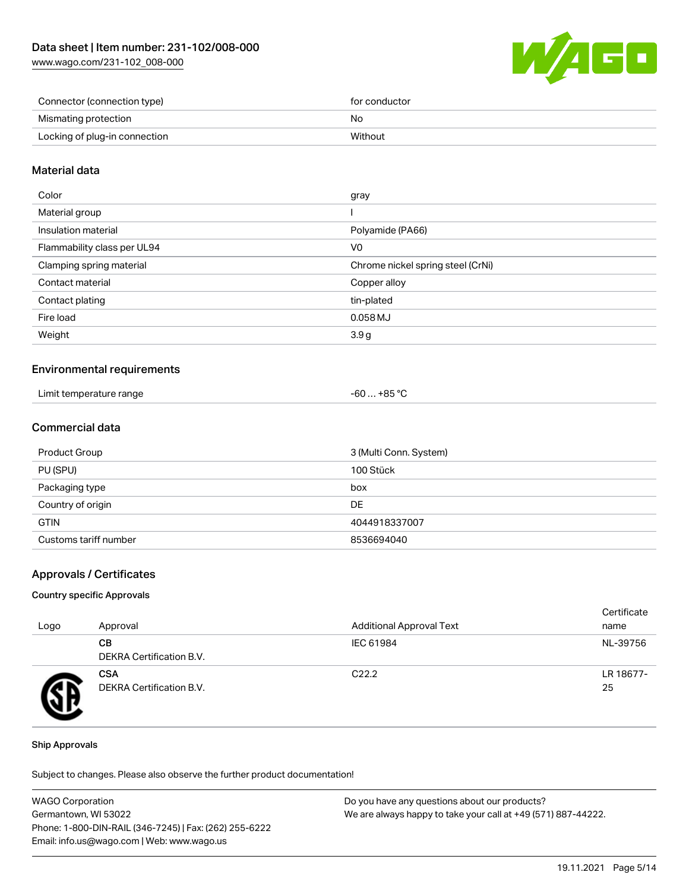| Connector (connection type) | for conductor |
| --- | --- |
| Mismating protection | No |
| Locking of plug-in connection | Without |

## Material data

| Color | gray |
| --- | --- |
| Material group | I |
| Insulation material | Polyamide (PA66) |
| Flammability class per UL94 | V0 |
| Clamping spring material | Chrome nickel spring steel (CrNi) |
| Contact material | Copper alloy |
| Contact plating | tin-plated |
| Fire load | 0.058 MJ |
| Weight | 3.9 g |

## Environmental requirements

| Limit temperature range | -60 … +85 °C |
| --- | --- |

## Commercial data

| Product Group | 3 (Multi Conn. System) |
| --- | --- |
| PU (SPU) | 100 Stück |
| Packaging type | box |
| Country of origin | DE |
| GTIN | 4044918337007 |
| Customs tariff number | 8536694040 |

## Approvals / Certificates

### Country specific Approvals

| Logo | Approval | Additional Approval Text | Certificate name |
| --- | --- | --- | --- |
| | **CB** DEKRA Certification B.V. | IEC 61984 | NL-39756 |
| | **CSA** DEKRA Certification B.V. | C22.2 | LR 18677-25 |

### Ship Approvals

Subject to changes. Please also observe the further product documentation!

WAGO Corporation
Germantown, WI 53022
Phone: 1-800-DIN-RAIL (346-7245) | Fax: (262) 255-6222
Email: info.us@wago.com | Web: www.wago.us

Do you have any questions about our products?
We are always happy to take your call at +49 (571) 887-44222.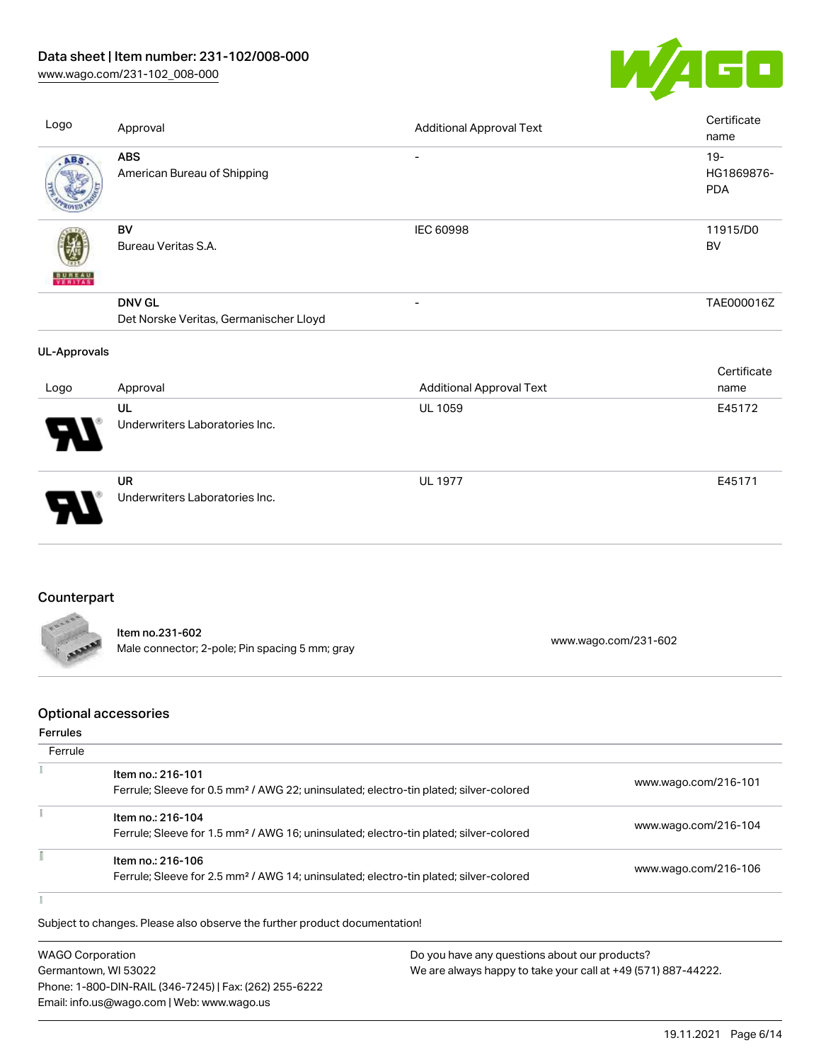| Logo | Approval | Additional Approval Text | Certificate name |
|---|---|---|---|
| | **ABS** American Bureau of Shipping | - | 19-HG1869876-PDA |
| | **BV** Bureau Veritas S.A. | IEC 60998 | 11915/D0 BV |
| | **DNV GL** Det Norske Veritas, Germanischer Lloyd | - | TAE000016Z |

**UL-Approvals**

| Logo | Approval | Additional Approval Text | Certificate name |
|---|---|---|---|
| | **UL** Underwriters Laboratories Inc. | UL 1059 | E45172 |
| | **UR** Underwriters Laboratories Inc. | UL 1977 | E45171 |

## Counterpart

| Item | Link |
|---|---|
| **Item no.231-602** Male connector; 2-pole; Pin spacing 5 mm; gray | www.wago.com/231-602 |

## Optional accessories

**Ferrules**

| Ferrule | |
|---|---|
| **Item no.: 216-101** Ferrule; Sleeve for 0.5 mm² / AWG 22; uninsulated; electro-tin plated; silver-colored | www.wago.com/216-101 |
| **Item no.: 216-104** Ferrule; Sleeve for 1.5 mm² / AWG 16; uninsulated; electro-tin plated; silver-colored | www.wago.com/216-104 |
| **Item no.: 216-106** Ferrule; Sleeve for 2.5 mm² / AWG 14; uninsulated; electro-tin plated; silver-colored | www.wago.com/216-106 |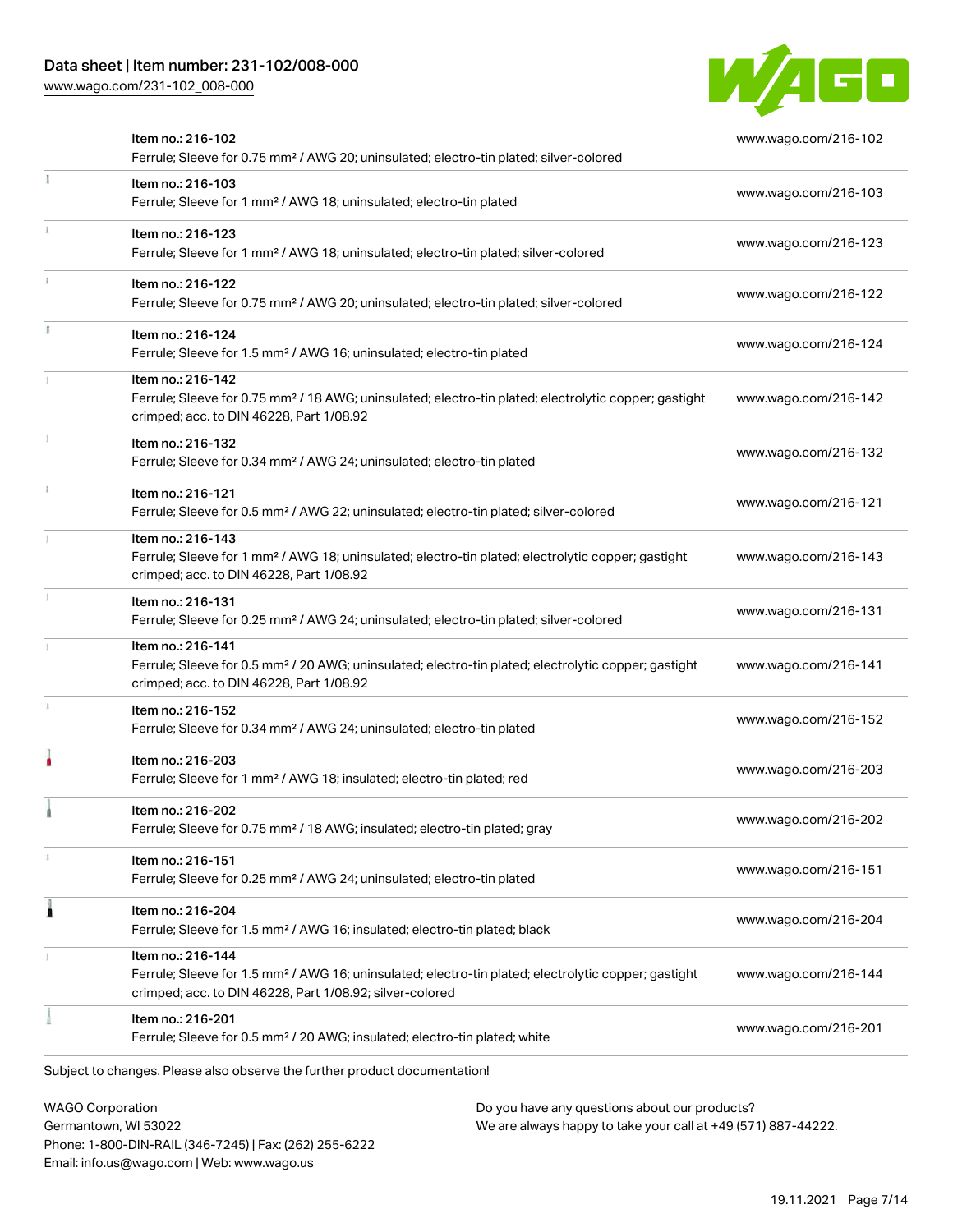| Item | Link |
| --- | --- |
| Item no.: 216-102<br>Ferrule; Sleeve for 0.75 mm² / AWG 20; uninsulated; electro-tin plated; silver-colored | www.wago.com/216-102 |
| Item no.: 216-103<br>Ferrule; Sleeve for 1 mm² / AWG 18; uninsulated; electro-tin plated | www.wago.com/216-103 |
| Item no.: 216-123<br>Ferrule; Sleeve for 1 mm² / AWG 18; uninsulated; electro-tin plated; silver-colored | www.wago.com/216-123 |
| Item no.: 216-122<br>Ferrule; Sleeve for 0.75 mm² / AWG 20; uninsulated; electro-tin plated; silver-colored | www.wago.com/216-122 |
| Item no.: 216-124<br>Ferrule; Sleeve for 1.5 mm² / AWG 16; uninsulated; electro-tin plated | www.wago.com/216-124 |
| Item no.: 216-142<br>Ferrule; Sleeve for 0.75 mm² / 18 AWG; uninsulated; electro-tin plated; electrolytic copper; gastight crimped; acc. to DIN 46228, Part 1/08.92 | www.wago.com/216-142 |
| Item no.: 216-132<br>Ferrule; Sleeve for 0.34 mm² / AWG 24; uninsulated; electro-tin plated | www.wago.com/216-132 |
| Item no.: 216-121<br>Ferrule; Sleeve for 0.5 mm² / AWG 22; uninsulated; electro-tin plated; silver-colored | www.wago.com/216-121 |
| Item no.: 216-143<br>Ferrule; Sleeve for 1 mm² / AWG 18; uninsulated; electro-tin plated; electrolytic copper; gastight crimped; acc. to DIN 46228, Part 1/08.92 | www.wago.com/216-143 |
| Item no.: 216-131<br>Ferrule; Sleeve for 0.25 mm² / AWG 24; uninsulated; electro-tin plated; silver-colored | www.wago.com/216-131 |
| Item no.: 216-141<br>Ferrule; Sleeve for 0.5 mm² / 20 AWG; uninsulated; electro-tin plated; electrolytic copper; gastight crimped; acc. to DIN 46228, Part 1/08.92 | www.wago.com/216-141 |
| Item no.: 216-152<br>Ferrule; Sleeve for 0.34 mm² / AWG 24; uninsulated; electro-tin plated | www.wago.com/216-152 |
| Item no.: 216-203<br>Ferrule; Sleeve for 1 mm² / AWG 18; insulated; electro-tin plated; red | www.wago.com/216-203 |
| Item no.: 216-202<br>Ferrule; Sleeve for 0.75 mm² / 18 AWG; insulated; electro-tin plated; gray | www.wago.com/216-202 |
| Item no.: 216-151<br>Ferrule; Sleeve for 0.25 mm² / AWG 24; uninsulated; electro-tin plated | www.wago.com/216-151 |
| Item no.: 216-204<br>Ferrule; Sleeve for 1.5 mm² / AWG 16; insulated; electro-tin plated; black | www.wago.com/216-204 |
| Item no.: 216-144<br>Ferrule; Sleeve for 1.5 mm² / AWG 16; uninsulated; electro-tin plated; electrolytic copper; gastight crimped; acc. to DIN 46228, Part 1/08.92; silver-colored | www.wago.com/216-144 |
| Item no.: 216-201<br>Ferrule; Sleeve for 0.5 mm² / 20 AWG; insulated; electro-tin plated; white | www.wago.com/216-201 |

Subject to changes. Please also observe the further product documentation!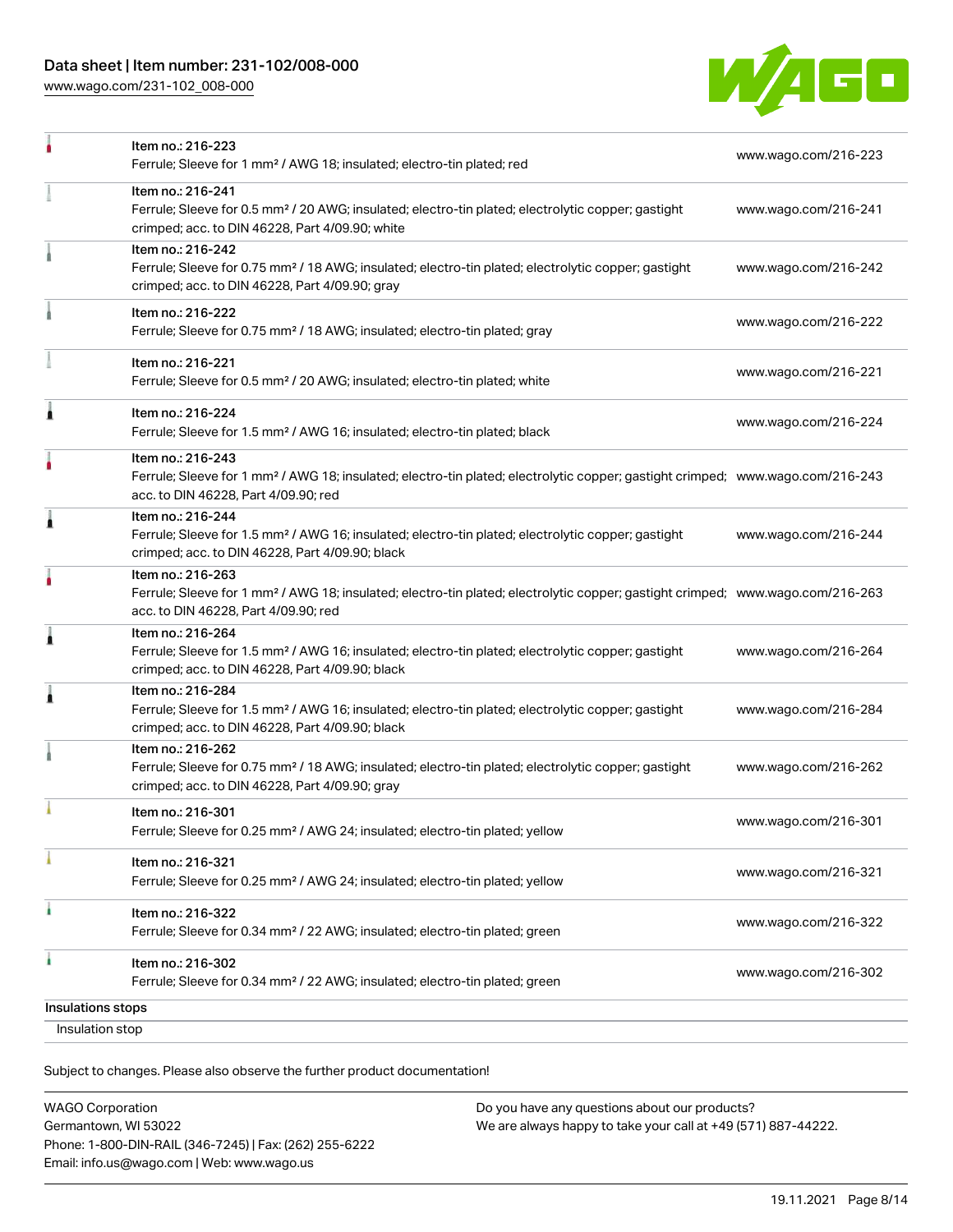| Item no. | Description | URL |
| --- | --- | --- |
| Item no.: 216-223 | Ferrule; Sleeve for 1 mm² / AWG 18; insulated; electro-tin plated; red | www.wago.com/216-223 |
| Item no.: 216-241 | Ferrule; Sleeve for 0.5 mm² / 20 AWG; insulated; electro-tin plated; electrolytic copper; gastight crimped; acc. to DIN 46228, Part 4/09.90; white | www.wago.com/216-241 |
| Item no.: 216-242 | Ferrule; Sleeve for 0.75 mm² / 18 AWG; insulated; electro-tin plated; electrolytic copper; gastight crimped; acc. to DIN 46228, Part 4/09.90; gray | www.wago.com/216-242 |
| Item no.: 216-222 | Ferrule; Sleeve for 0.75 mm² / 18 AWG; insulated; electro-tin plated; gray | www.wago.com/216-222 |
| Item no.: 216-221 | Ferrule; Sleeve for 0.5 mm² / 20 AWG; insulated; electro-tin plated; white | www.wago.com/216-221 |
| Item no.: 216-224 | Ferrule; Sleeve for 1.5 mm² / AWG 16; insulated; electro-tin plated; black | www.wago.com/216-224 |
| Item no.: 216-243 | Ferrule; Sleeve for 1 mm² / AWG 18; insulated; electro-tin plated; electrolytic copper; gastight crimped; acc. to DIN 46228, Part 4/09.90; red | www.wago.com/216-243 |
| Item no.: 216-244 | Ferrule; Sleeve for 1.5 mm² / AWG 16; insulated; electro-tin plated; electrolytic copper; gastight crimped; acc. to DIN 46228, Part 4/09.90; black | www.wago.com/216-244 |
| Item no.: 216-263 | Ferrule; Sleeve for 1 mm² / AWG 18; insulated; electro-tin plated; electrolytic copper; gastight crimped; acc. to DIN 46228, Part 4/09.90; red | www.wago.com/216-263 |
| Item no.: 216-264 | Ferrule; Sleeve for 1.5 mm² / AWG 16; insulated; electro-tin plated; electrolytic copper; gastight crimped; acc. to DIN 46228, Part 4/09.90; black | www.wago.com/216-264 |
| Item no.: 216-284 | Ferrule; Sleeve for 1.5 mm² / AWG 16; insulated; electro-tin plated; electrolytic copper; gastight crimped; acc. to DIN 46228, Part 4/09.90; black | www.wago.com/216-284 |
| Item no.: 216-262 | Ferrule; Sleeve for 0.75 mm² / 18 AWG; insulated; electro-tin plated; electrolytic copper; gastight crimped; acc. to DIN 46228, Part 4/09.90; gray | www.wago.com/216-262 |
| Item no.: 216-301 | Ferrule; Sleeve for 0.25 mm² / AWG 24; insulated; electro-tin plated; yellow | www.wago.com/216-301 |
| Item no.: 216-321 | Ferrule; Sleeve for 0.25 mm² / AWG 24; insulated; electro-tin plated; yellow | www.wago.com/216-321 |
| Item no.: 216-322 | Ferrule; Sleeve for 0.34 mm² / 22 AWG; insulated; electro-tin plated; green | www.wago.com/216-322 |
| Item no.: 216-302 | Ferrule; Sleeve for 0.34 mm² / 22 AWG; insulated; electro-tin plated; green | www.wago.com/216-302 |

### Insulations stops

Insulation stop

Subject to changes. Please also observe the further product documentation!

WAGO Corporation
Germantown, WI 53022
Phone: 1-800-DIN-RAIL (346-7245) | Fax: (262) 255-6222
Email: info.us@wago.com | Web: www.wago.us

Do you have any questions about our products?
We are always happy to take your call at +49 (571) 887-44222.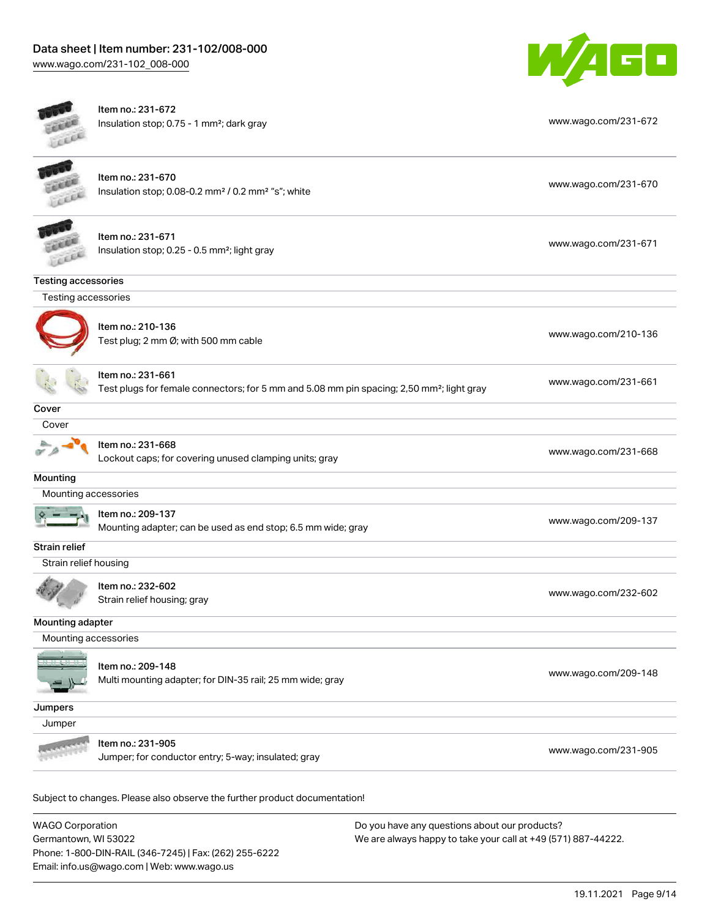| | | |
|---|---|---|
| Item no.: 231-672<br>Insulation stop; 0.75 - 1 mm²; dark gray | | www.wago.com/231-672 |
| Item no.: 231-670<br>Insulation stop; 0.08-0.2 mm² / 0.2 mm² "s"; white | | www.wago.com/231-670 |
| Item no.: 231-671<br>Insulation stop; 0.25 - 0.5 mm²; light gray | | www.wago.com/231-671 |

**Testing accessories**

Testing accessories

| | |
|---|---|
| Item no.: 210-136<br>Test plug; 2 mm Ø; with 500 mm cable | www.wago.com/210-136 |
| Item no.: 231-661<br>Test plugs for female connectors; for 5 mm and 5.08 mm pin spacing; 2,50 mm²; light gray | www.wago.com/231-661 |

**Cover**

Cover

| | |
|---|---|
| Item no.: 231-668<br>Lockout caps; for covering unused clamping units; gray | www.wago.com/231-668 |

**Mounting**

Mounting accessories

| | |
|---|---|
| Item no.: 209-137<br>Mounting adapter; can be used as end stop; 6.5 mm wide; gray | www.wago.com/209-137 |

**Strain relief**

Strain relief housing

| | |
|---|---|
| Item no.: 232-602<br>Strain relief housing; gray | www.wago.com/232-602 |

**Mounting adapter**

Mounting accessories

| | |
|---|---|
| Item no.: 209-148<br>Multi mounting adapter; for DIN-35 rail; 25 mm wide; gray | www.wago.com/209-148 |

**Jumpers**

Jumper

| | |
|---|---|
| Item no.: 231-905<br>Jumper; for conductor entry; 5-way; insulated; gray | www.wago.com/231-905 |

Subject to changes. Please also observe the further product documentation!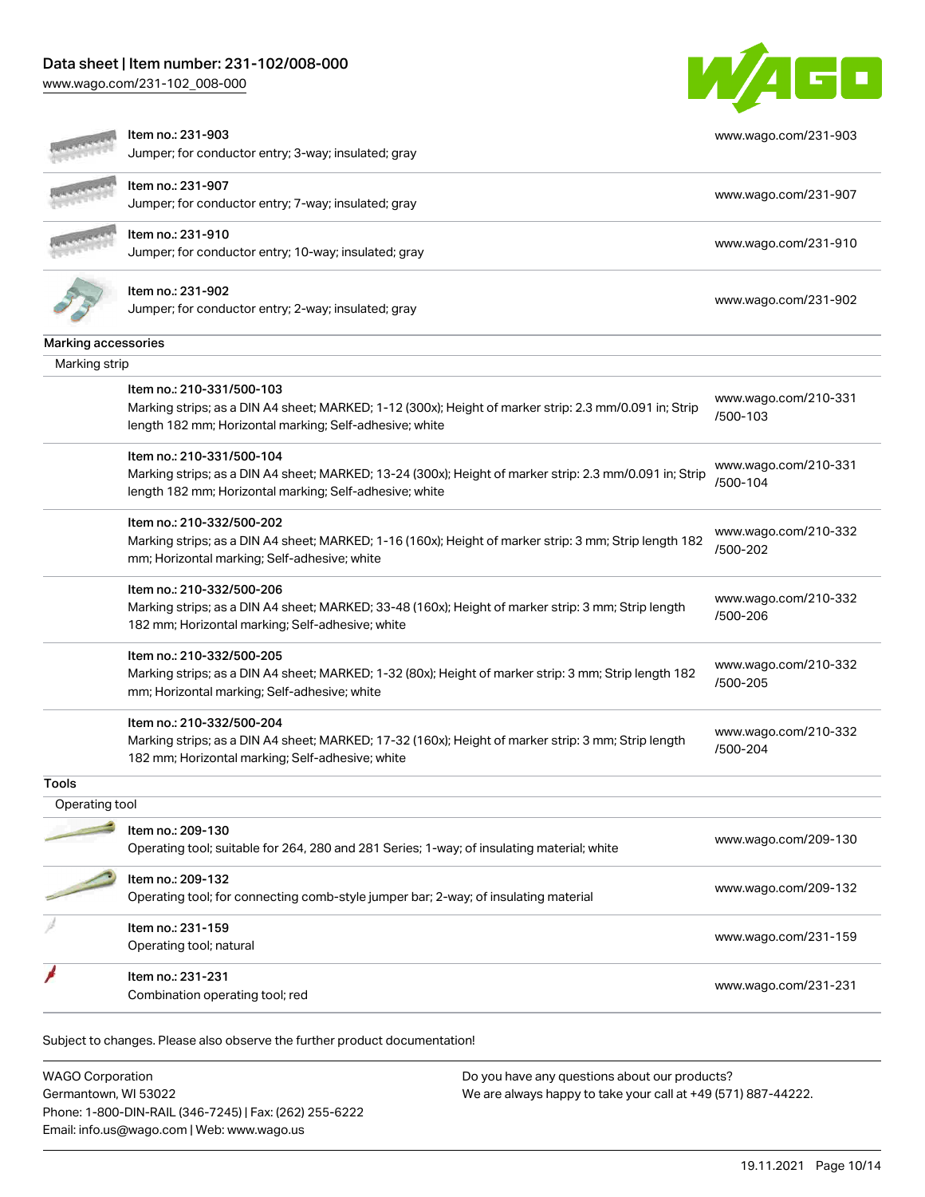| | | |
|---|---|---|
| | Item no.: 231-903<br>Jumper; for conductor entry; 3-way; insulated; gray | www.wago.com/231-903 |
| | Item no.: 231-907<br>Jumper; for conductor entry; 7-way; insulated; gray | www.wago.com/231-907 |
| | Item no.: 231-910<br>Jumper; for conductor entry; 10-way; insulated; gray | www.wago.com/231-910 |
| | Item no.: 231-902<br>Jumper; for conductor entry; 2-way; insulated; gray | www.wago.com/231-902 |

## Marking accessories

### Marking strip

| | | |
|---|---|---|
| | Item no.: 210-331/500-103<br>Marking strips; as a DIN A4 sheet; MARKED; 1-12 (300x); Height of marker strip: 2.3 mm/0.091 in; Strip length 182 mm; Horizontal marking; Self-adhesive; white | www.wago.com/210-331/500-103 |
| | Item no.: 210-331/500-104<br>Marking strips; as a DIN A4 sheet; MARKED; 13-24 (300x); Height of marker strip: 2.3 mm/0.091 in; Strip length 182 mm; Horizontal marking; Self-adhesive; white | www.wago.com/210-331/500-104 |
| | Item no.: 210-332/500-202<br>Marking strips; as a DIN A4 sheet; MARKED; 1-16 (160x); Height of marker strip: 3 mm; Strip length 182 mm; Horizontal marking; Self-adhesive; white | www.wago.com/210-332/500-202 |
| | Item no.: 210-332/500-206<br>Marking strips; as a DIN A4 sheet; MARKED; 33-48 (160x); Height of marker strip: 3 mm; Strip length 182 mm; Horizontal marking; Self-adhesive; white | www.wago.com/210-332/500-206 |
| | Item no.: 210-332/500-205<br>Marking strips; as a DIN A4 sheet; MARKED; 1-32 (80x); Height of marker strip: 3 mm; Strip length 182 mm; Horizontal marking; Self-adhesive; white | www.wago.com/210-332/500-205 |
| | Item no.: 210-332/500-204<br>Marking strips; as a DIN A4 sheet; MARKED; 17-32 (160x); Height of marker strip: 3 mm; Strip length 182 mm; Horizontal marking; Self-adhesive; white | www.wago.com/210-332/500-204 |

## Tools

### Operating tool

| | | |
|---|---|---|
| | Item no.: 209-130<br>Operating tool; suitable for 264, 280 and 281 Series; 1-way; of insulating material; white | www.wago.com/209-130 |
| | Item no.: 209-132<br>Operating tool; for connecting comb-style jumper bar; 2-way; of insulating material | www.wago.com/209-132 |
| | Item no.: 231-159<br>Operating tool; natural | www.wago.com/231-159 |
| | Item no.: 231-231<br>Combination operating tool; red | www.wago.com/231-231 |

Subject to changes. Please also observe the further product documentation!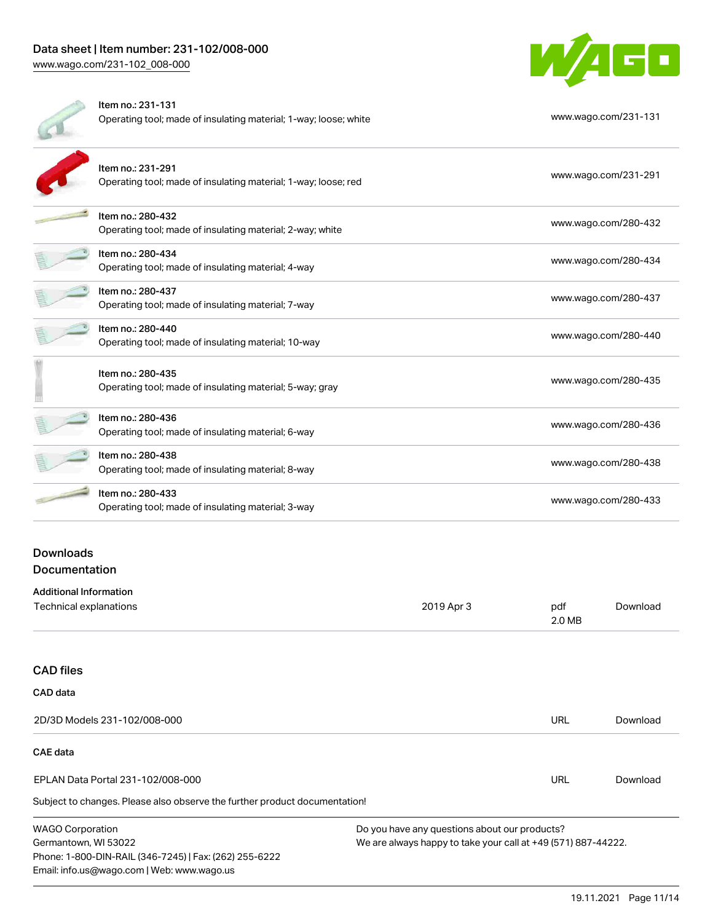| Item | Description | Link |
|---|---|---|
| Item no.: 231-131 | Operating tool; made of insulating material; 1-way; loose; white | www.wago.com/231-131 |
| Item no.: 231-291 | Operating tool; made of insulating material; 1-way; loose; red | www.wago.com/231-291 |
| Item no.: 280-432 | Operating tool; made of insulating material; 2-way; white | www.wago.com/280-432 |
| Item no.: 280-434 | Operating tool; made of insulating material; 4-way | www.wago.com/280-434 |
| Item no.: 280-437 | Operating tool; made of insulating material; 7-way | www.wago.com/280-437 |
| Item no.: 280-440 | Operating tool; made of insulating material; 10-way | www.wago.com/280-440 |
| Item no.: 280-435 | Operating tool; made of insulating material; 5-way; gray | www.wago.com/280-435 |
| Item no.: 280-436 | Operating tool; made of insulating material; 6-way | www.wago.com/280-436 |
| Item no.: 280-438 | Operating tool; made of insulating material; 8-way | www.wago.com/280-438 |
| Item no.: 280-433 | Operating tool; made of insulating material; 3-way | www.wago.com/280-433 |

## Downloads

### Documentation

**Additional Information**

| | | | |
|---|---|---|---|
| Technical explanations | 2019 Apr 3 | pdf 2.0 MB | Download |

### CAD files

**CAD data**

| | | |
|---|---|---|
| 2D/3D Models 231-102/008-000 | URL | Download |

**CAE data**

| | | |
|---|---|---|
| EPLAN Data Portal 231-102/008-000 | URL | Download |

Subject to changes. Please also observe the further product documentation!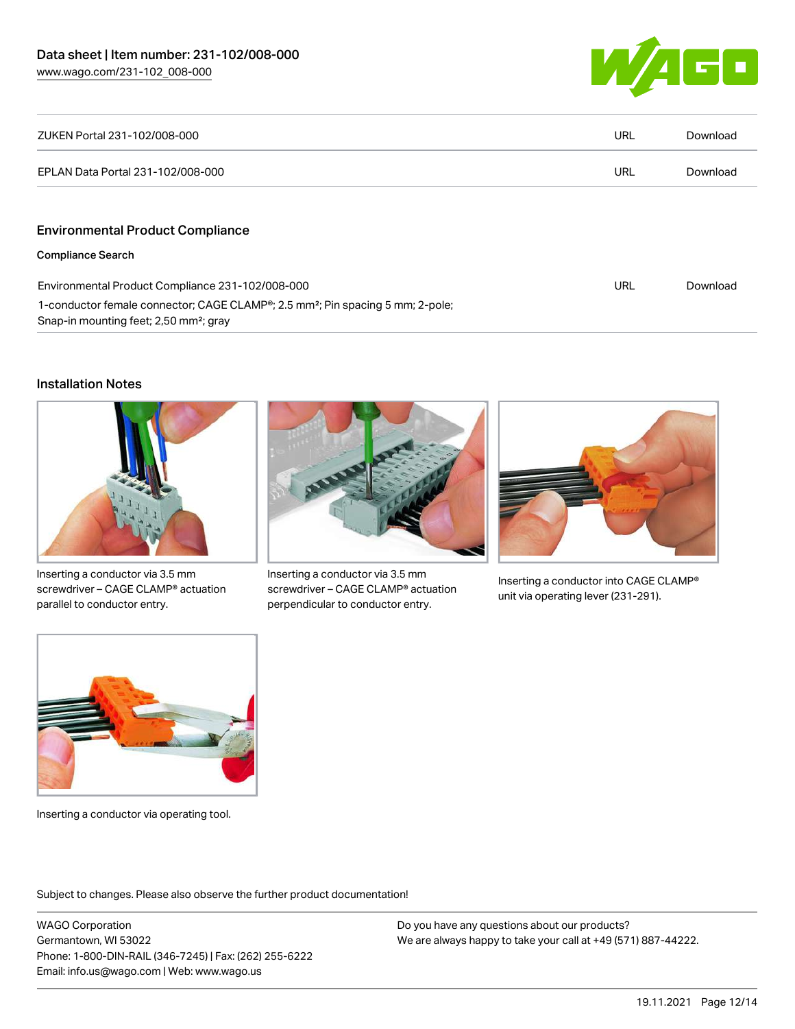| ZUKEN Portal 231-102/008-000 | URL | Download |
| --- | --- | --- |
| EPLAN Data Portal 231-102/008-000 | URL | Download |

## Environmental Product Compliance

**Compliance Search**

| Environmental Product Compliance 231-102/008-000<br>1-conductor female connector; CAGE CLAMP®; 2.5 mm²; Pin spacing 5 mm; 2-pole; Snap-in mounting feet; 2,50 mm²; gray | URL | Download |
| --- | --- | --- |

## Installation Notes

Inserting a conductor via 3.5 mm screwdriver – CAGE CLAMP® actuation parallel to conductor entry.

Inserting a conductor via 3.5 mm screwdriver – CAGE CLAMP® actuation perpendicular to conductor entry.

Inserting a conductor into CAGE CLAMP® unit via operating lever (231-291).

Inserting a conductor via operating tool.

Subject to changes. Please also observe the further product documentation!

WAGO Corporation
Germantown, WI 53022
Phone: 1-800-DIN-RAIL (346-7245) | Fax: (262) 255-6222
Email: info.us@wago.com | Web: www.wago.us

Do you have any questions about our products?
We are always happy to take your call at +49 (571) 887-44222.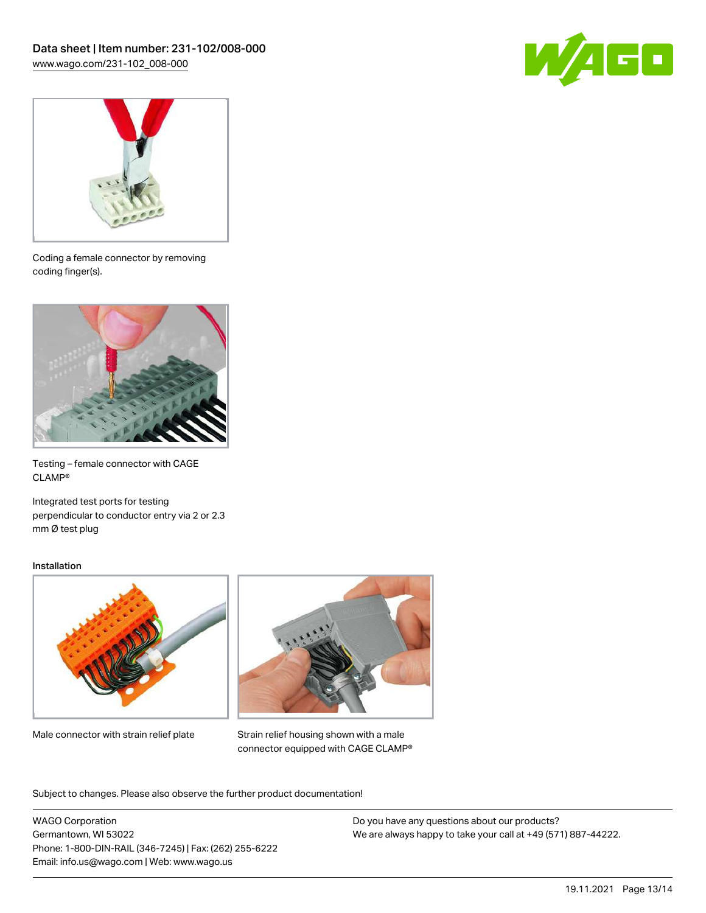Coding a female connector by removing coding finger(s).

Testing – female connector with CAGE CLAMP®

Integrated test ports for testing perpendicular to conductor entry via 2 or 2.3 mm Ø test plug

### Installation

Male connector with strain relief plate

Strain relief housing shown with a male connector equipped with CAGE CLAMP®

Subject to changes. Please also observe the further product documentation!

WAGO Corporation
Germantown, WI 53022
Phone: 1-800-DIN-RAIL (346-7245) | Fax: (262) 255-6222
Email: info.us@wago.com | Web: www.wago.us

Do you have any questions about our products?
We are always happy to take your call at +49 (571) 887-44222.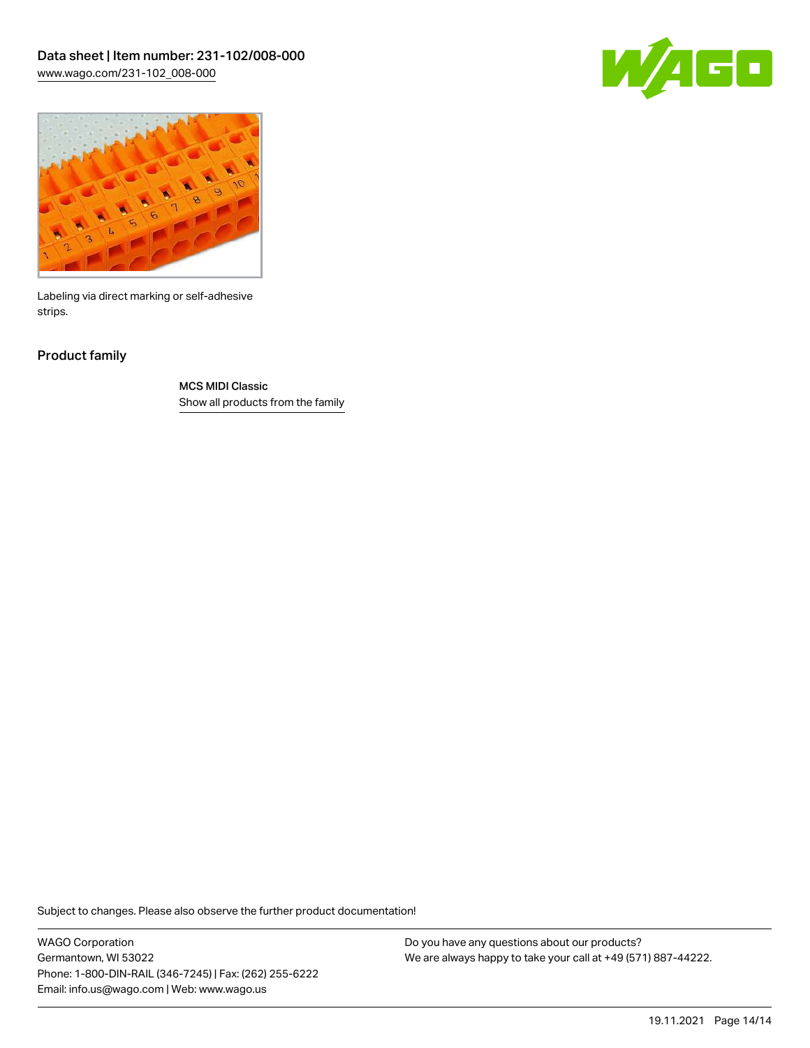Labeling via direct marking or self-adhesive strips.

## Product family

MCS MIDI Classic
Show all products from the family

Subject to changes. Please also observe the further product documentation!

WAGO Corporation
Germantown, WI 53022
Phone: 1-800-DIN-RAIL (346-7245) | Fax: (262) 255-6222
Email: info.us@wago.com | Web: www.wago.us

Do you have any questions about our products?
We are always happy to take your call at +49 (571) 887-44222.